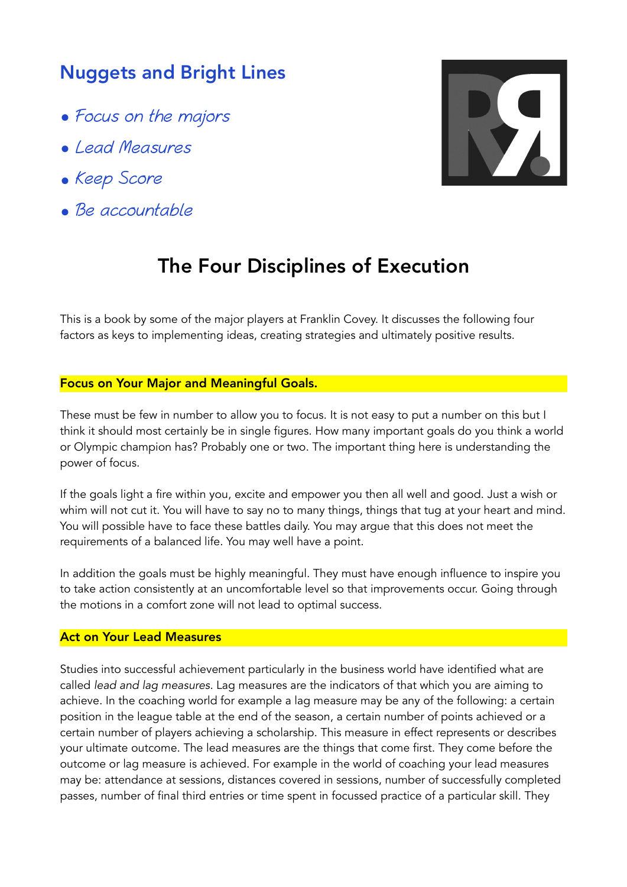## Nuggets and Bright Lines

- *Focus on the majors*
- *Lead Measures*
- *Keep Score*
- *Be accountable*

# The Four Disciplines of Execution

This is a book by some of the major players at Franklin Covey. It discusses the following four factors as keys to implementing ideas, creating strategies and ultimately positive results.

### Focus on Your Major and Meaningful Goals.

These must be few in number to allow you to focus. It is not easy to put a number on this but I think it should most certainly be in single figures. How many important goals do you think a world or Olympic champion has? Probably one or two. The important thing here is understanding the power of focus.

If the goals light a fire within you, excite and empower you then all well and good. Just a wish or whim will not cut it. You will have to say no to many things, things that tug at your heart and mind. You will possible have to face these battles daily. You may argue that this does not meet the requirements of a balanced life. You may well have a point.

In addition the goals must be highly meaningful. They must have enough influence to inspire you to take action consistently at an uncomfortable level so that improvements occur. Going through the motions in a comfort zone will not lead to optimal success.

### Act on Your Lead Measures

Studies into successful achievement particularly in the business world have identified what are called *lead and lag measures.* Lag measures are the indicators of that which you are aiming to achieve. In the coaching world for example a lag measure may be any of the following: a certain position in the league table at the end of the season, a certain number of points achieved or a certain number of players achieving a scholarship. This measure in effect represents or describes your ultimate outcome. The lead measures are the things that come first. They come before the outcome or lag measure is achieved. For example in the world of coaching your lead measures may be: attendance at sessions, distances covered in sessions, number of successfully completed passes, number of final third entries or time spent in focussed practice of a particular skill. They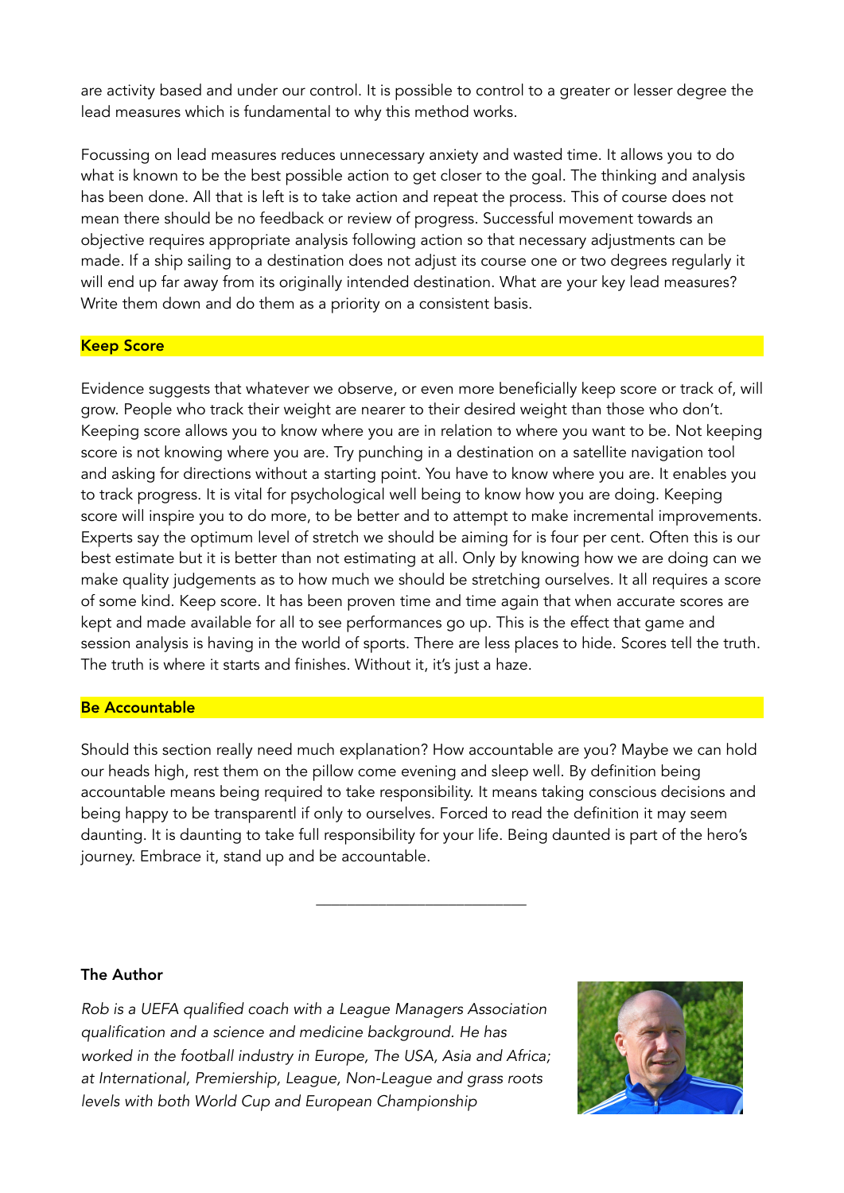are activity based and under our control. It is possible to control to a greater or lesser degree the lead measures which is fundamental to why this method works.

Focussing on lead measures reduces unnecessary anxiety and wasted time. It allows you to do what is known to be the best possible action to get closer to the goal. The thinking and analysis has been done. All that is left is to take action and repeat the process. This of course does not mean there should be no feedback or review of progress. Successful movement towards an objective requires appropriate analysis following action so that necessary adjustments can be made. If a ship sailing to a destination does not adjust its course one or two degrees regularly it will end up far away from its originally intended destination. What are your key lead measures? Write them down and do them as a priority on a consistent basis.

### Keep Score

Evidence suggests that whatever we observe, or even more beneficially keep score or track of, will grow. People who track their weight are nearer to their desired weight than those who don't. Keeping score allows you to know where you are in relation to where you want to be. Not keeping score is not knowing where you are. Try punching in a destination on a satellite navigation tool and asking for directions without a starting point. You have to know where you are. It enables you to track progress. It is vital for psychological well being to know how you are doing. Keeping score will inspire you to do more, to be better and to attempt to make incremental improvements. Experts say the optimum level of stretch we should be aiming for is four per cent. Often this is our best estimate but it is better than not estimating at all. Only by knowing how we are doing can we make quality judgements as to how much we should be stretching ourselves. It all requires a score of some kind. Keep score. It has been proven time and time again that when accurate scores are kept and made available for all to see performances go up. This is the effect that game and session analysis is having in the world of sports. There are less places to hide. Scores tell the truth. The truth is where it starts and finishes. Without it, it's just a haze.

### Be Accountable

Should this section really need much explanation? How accountable are you? Maybe we can hold our heads high, rest them on the pillow come evening and sleep well. By definition being accountable means being required to take responsibility. It means taking conscious decisions and being happy to be transparentl if only to ourselves. Forced to read the definition it may seem daunting. It is daunting to take full responsibility for your life. Being daunted is part of the hero's journey. Embrace it, stand up and be accountable.

---

**The Author**

*Rob is a UEFA qualified coach with a League Managers Association qualification and a science and medicine background. He has worked in the football industry in Europe, The USA, Asia and Africa; at International, Premiership, League, Non-League and grass roots levels with both World Cup and European Championship*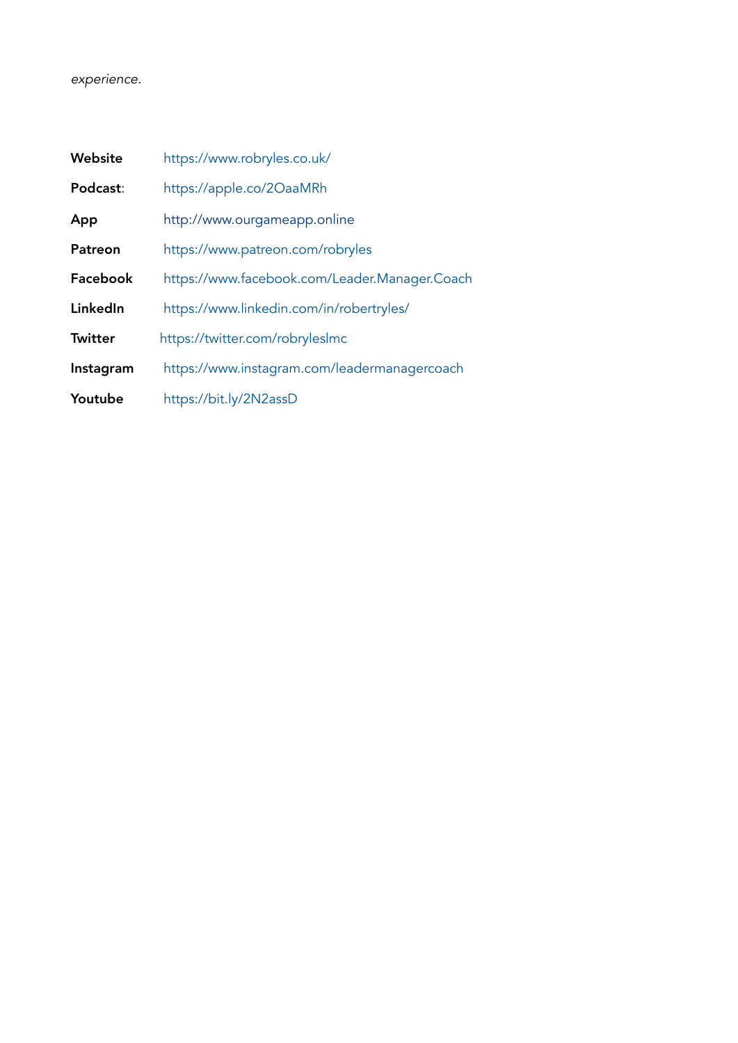*experience*.

| | |
|---|---|
| **Website** | https://www.robryles.co.uk/ |
| **Podcast**: | https://apple.co/2OaaMRh |
| **App** | http://www.ourgameapp.online |
| **Patreon** | https://www.patreon.com/robryles |
| **Facebook** | https://www.facebook.com/Leader.Manager.Coach |
| **LinkedIn** | https://www.linkedin.com/in/robertryles/ |
| **Twitter** | https://twitter.com/robryleslmc |
| **Instagram** | https://www.instagram.com/leadermanagercoach |
| **Youtube** | https://bit.ly/2N2assD |